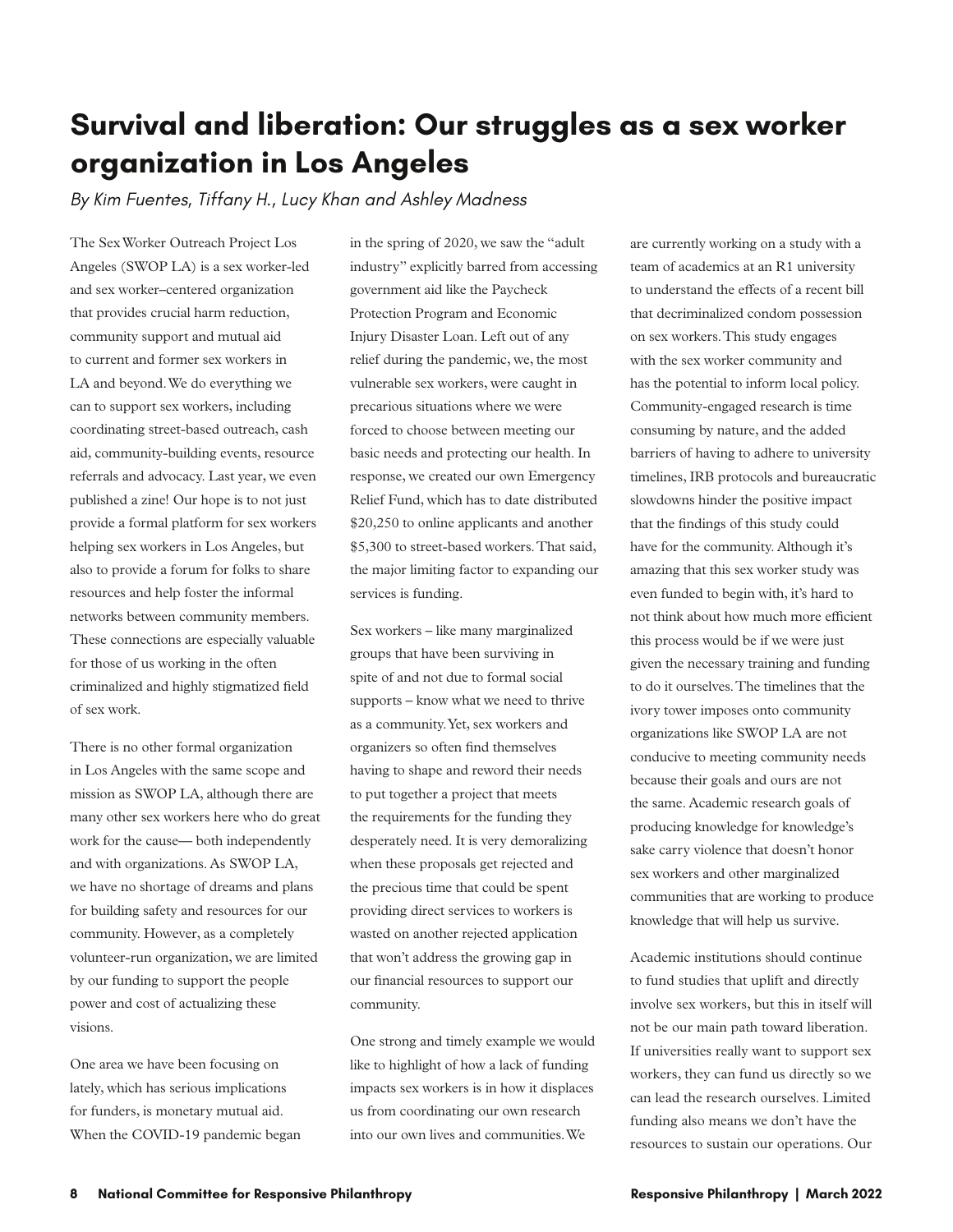# Survival and liberation: Our struggles as a sex worker organization in Los Angeles

*By Kim Fuentes, Tiffany H., Lucy Khan and Ashley Madness*

The Sex Worker Outreach Project Los Angeles (SWOP LA) is a sex worker-led and sex worker–centered organization that provides crucial harm reduction, community support and mutual aid to current and former sex workers in LA and beyond. We do everything we can to support sex workers, including coordinating street-based outreach, cash aid, community-building events, resource referrals and advocacy. Last year, we even published a zine! Our hope is to not just provide a formal platform for sex workers helping sex workers in Los Angeles, but also to provide a forum for folks to share resources and help foster the informal networks between community members. These connections are especially valuable for those of us working in the often criminalized and highly stigmatized field of sex work.

There is no other formal organization in Los Angeles with the same scope and mission as SWOP LA, although there are many other sex workers here who do great work for the cause— both independently and with organizations. As SWOP LA, we have no shortage of dreams and plans for building safety and resources for our community. However, as a completely volunteer-run organization, we are limited by our funding to support the people power and cost of actualizing these visions.

One area we have been focusing on lately, which has serious implications for funders, is monetary mutual aid. When the COVID-19 pandemic began in the spring of 2020, we saw the "adult industry" explicitly barred from accessing government aid like the Paycheck Protection Program and Economic Injury Disaster Loan. Left out of any relief during the pandemic, we, the most vulnerable sex workers, were caught in precarious situations where we were forced to choose between meeting our basic needs and protecting our health. In response, we created our own Emergency Relief Fund, which has to date distributed $20,250 to online applicants and another $5,300 to street-based workers. That said, the major limiting factor to expanding our services is funding.

Sex workers – like many marginalized groups that have been surviving in spite of and not due to formal social supports – know what we need to thrive as a community. Yet, sex workers and organizers so often find themselves having to shape and reword their needs to put together a project that meets the requirements for the funding they desperately need. It is very demoralizing when these proposals get rejected and the precious time that could be spent providing direct services to workers is wasted on another rejected application that won't address the growing gap in our financial resources to support our community.

One strong and timely example we would like to highlight of how a lack of funding impacts sex workers is in how it displaces us from coordinating our own research into our own lives and communities. We are currently working on a study with a team of academics at an R1 university to understand the effects of a recent bill that decriminalized condom possession on sex workers. This study engages with the sex worker community and has the potential to inform local policy. Community-engaged research is time consuming by nature, and the added barriers of having to adhere to university timelines, IRB protocols and bureaucratic slowdowns hinder the positive impact that the findings of this study could have for the community. Although it's amazing that this sex worker study was even funded to begin with, it's hard to not think about how much more efficient this process would be if we were just given the necessary training and funding to do it ourselves. The timelines that the ivory tower imposes onto community organizations like SWOP LA are not conducive to meeting community needs because their goals and ours are not the same. Academic research goals of producing knowledge for knowledge's sake carry violence that doesn't honor sex workers and other marginalized communities that are working to produce knowledge that will help us survive.

Academic institutions should continue to fund studies that uplift and directly involve sex workers, but this in itself will not be our main path toward liberation. If universities really want to support sex workers, they can fund us directly so we can lead the research ourselves. Limited funding also means we don't have the resources to sustain our operations. Our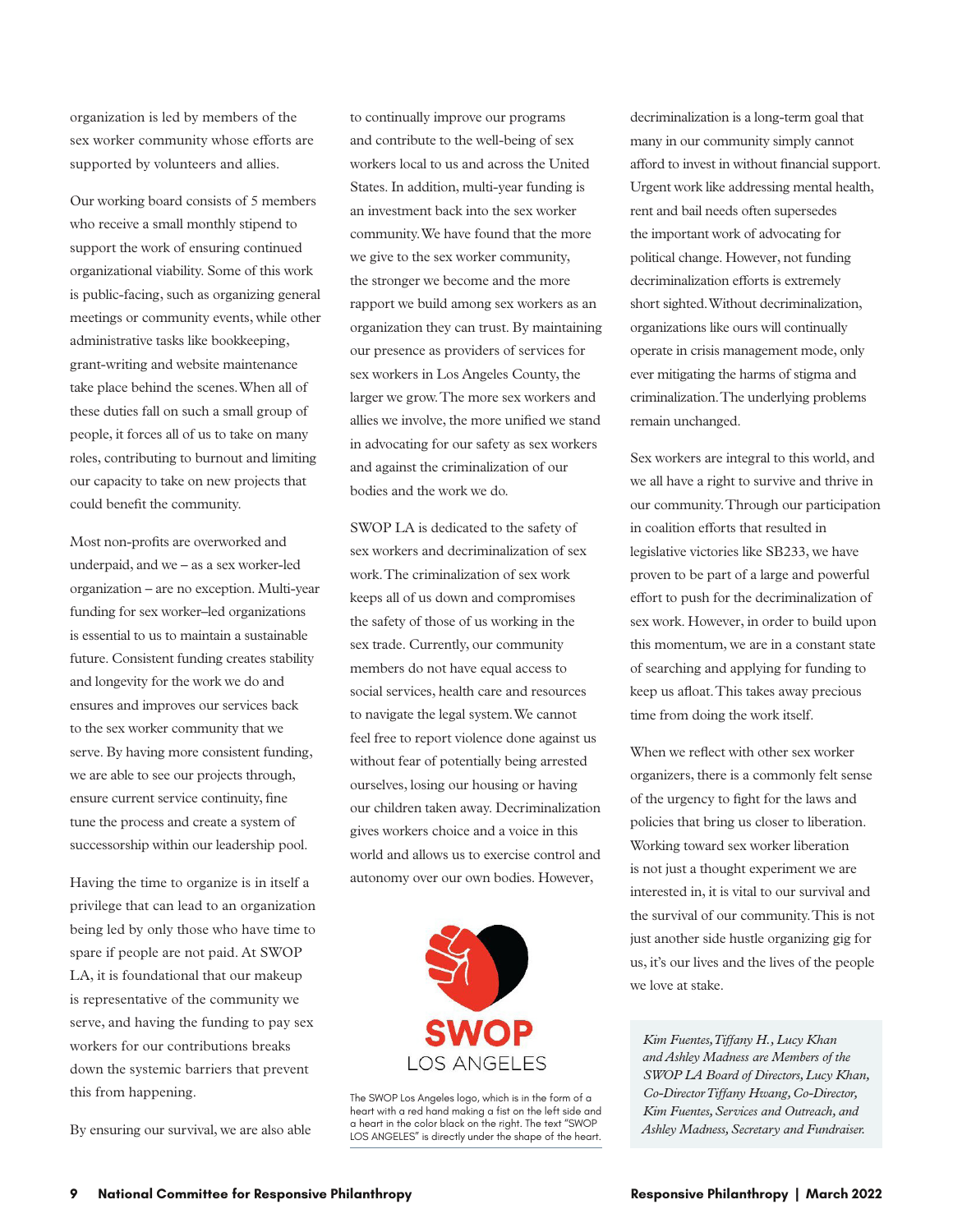organization is led by members of the sex worker community whose efforts are supported by volunteers and allies.

Our working board consists of 5 members who receive a small monthly stipend to support the work of ensuring continued organizational viability. Some of this work is public-facing, such as organizing general meetings or community events, while other administrative tasks like bookkeeping, grant-writing and website maintenance take place behind the scenes. When all of these duties fall on such a small group of people, it forces all of us to take on many roles, contributing to burnout and limiting our capacity to take on new projects that could benefit the community.

Most non-profits are overworked and underpaid, and we – as a sex worker-led organization – are no exception. Multi-year funding for sex worker–led organizations is essential to us to maintain a sustainable future. Consistent funding creates stability and longevity for the work we do and ensures and improves our services back to the sex worker community that we serve. By having more consistent funding, we are able to see our projects through, ensure current service continuity, fine tune the process and create a system of successorship within our leadership pool.

Having the time to organize is in itself a privilege that can lead to an organization being led by only those who have time to spare if people are not paid. At SWOP LA, it is foundational that our makeup is representative of the community we serve, and having the funding to pay sex workers for our contributions breaks down the systemic barriers that prevent this from happening.

By ensuring our survival, we are also able to continually improve our programs and contribute to the well-being of sex workers local to us and across the United States. In addition, multi-year funding is an investment back into the sex worker community. We have found that the more we give to the sex worker community, the stronger we become and the more rapport we build among sex workers as an organization they can trust. By maintaining our presence as providers of services for sex workers in Los Angeles County, the larger we grow. The more sex workers and allies we involve, the more unified we stand in advocating for our safety as sex workers and against the criminalization of our bodies and the work we do.

SWOP LA is dedicated to the safety of sex workers and decriminalization of sex work. The criminalization of sex work keeps all of us down and compromises the safety of those of us working in the sex trade. Currently, our community members do not have equal access to social services, health care and resources to navigate the legal system. We cannot feel free to report violence done against us without fear of potentially being arrested ourselves, losing our housing or having our children taken away. Decriminalization gives workers choice and a voice in this world and allows us to exercise control and autonomy over our own bodies. However, decriminalization is a long-term goal that many in our community simply cannot afford to invest in without financial support. Urgent work like addressing mental health, rent and bail needs often supersedes the important work of advocating for political change. However, not funding decriminalization efforts is extremely short sighted. Without decriminalization, organizations like ours will continually operate in crisis management mode, only ever mitigating the harms of stigma and criminalization. The underlying problems remain unchanged.

The SWOP Los Angeles logo, which is in the form of a heart with a red hand making a fist on the left side and a heart in the color black on the right. The text "SWOP LOS ANGELES" is directly under the shape of the heart.

Sex workers are integral to this world, and we all have a right to survive and thrive in our community. Through our participation in coalition efforts that resulted in legislative victories like SB233, we have proven to be part of a large and powerful effort to push for the decriminalization of sex work. However, in order to build upon this momentum, we are in a constant state of searching and applying for funding to keep us afloat. This takes away precious time from doing the work itself.

When we reflect with other sex worker organizers, there is a commonly felt sense of the urgency to fight for the laws and policies that bring us closer to liberation. Working toward sex worker liberation is not just a thought experiment we are interested in, it is vital to our survival and the survival of our community. This is not just another side hustle organizing gig for us, it's our lives and the lives of the people we love at stake.

*Kim Fuentes, Tiffany H., Lucy Khan and Ashley Madness are Members of the SWOP LA Board of Directors, Lucy Khan, Co-Director Tiffany Hwang, Co-Director, Kim Fuentes, Services and Outreach, and Ashley Madness, Secretary and Fundraiser.*